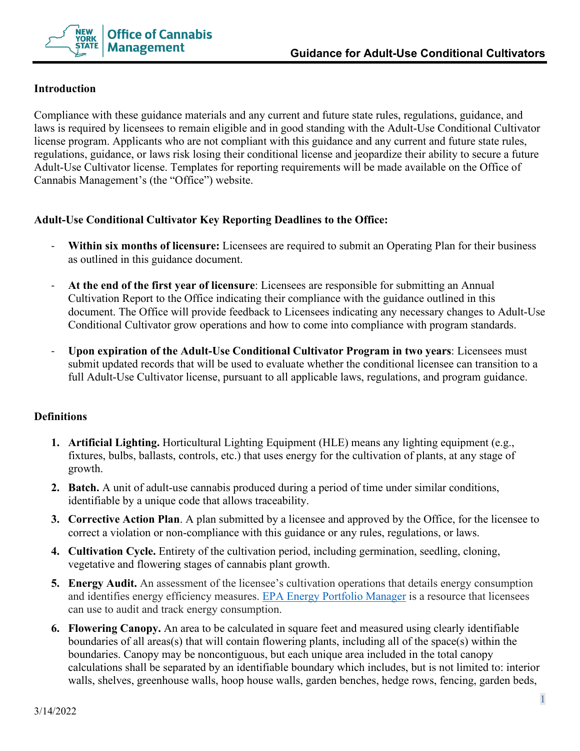# Guidance for Adult-Use Conditional Cultivators

## Introduction

Compliance with these guidance materials and any current and future state rules, regulations, guidance, and laws is required by licensees to remain eligible and in good standing with the Adult-Use Conditional Cultivator license program. Applicants who are not compliant with this guidance and any current and future state rules, regulations, guidance, or laws risk losing their conditional license and jeopardize their ability to secure a future Adult-Use Cultivator license. Templates for reporting requirements will be made available on the Office of Cannabis Management's (the "Office") website.

## Adult-Use Conditional Cultivator Key Reporting Deadlines to the Office:

- **Within six months of licensure:** Licensees are required to submit an Operating Plan for their business as outlined in this guidance document.
- **At the end of the first year of licensure**: Licensees are responsible for submitting an Annual Cultivation Report to the Office indicating their compliance with the guidance outlined in this document. The Office will provide feedback to Licensees indicating any necessary changes to Adult-Use Conditional Cultivator grow operations and how to come into compliance with program standards.
- **Upon expiration of the Adult-Use Conditional Cultivator Program in two years**: Licensees must submit updated records that will be used to evaluate whether the conditional licensee can transition to a full Adult-Use Cultivator license, pursuant to all applicable laws, regulations, and program guidance.

## Definitions

1. **Artificial Lighting.** Horticultural Lighting Equipment (HLE) means any lighting equipment (e.g., fixtures, bulbs, ballasts, controls, etc.) that uses energy for the cultivation of plants, at any stage of growth.
2. **Batch.** A unit of adult-use cannabis produced during a period of time under similar conditions, identifiable by a unique code that allows traceability.
3. **Corrective Action Plan**. A plan submitted by a licensee and approved by the Office, for the licensee to correct a violation or non-compliance with this guidance or any rules, regulations, or laws.
4. **Cultivation Cycle.** Entirety of the cultivation period, including germination, seedling, cloning, vegetative and flowering stages of cannabis plant growth.
5. **Energy Audit.** An assessment of the licensee's cultivation operations that details energy consumption and identifies energy efficiency measures. [EPA Energy Portfolio Manager] is a resource that licensees can use to audit and track energy consumption.
6. **Flowering Canopy.** An area to be calculated in square feet and measured using clearly identifiable boundaries of all areas(s) that will contain flowering plants, including all of the space(s) within the boundaries. Canopy may be noncontiguous, but each unique area included in the total canopy calculations shall be separated by an identifiable boundary which includes, but is not limited to: interior walls, shelves, greenhouse walls, hoop house walls, garden benches, hedge rows, fencing, garden beds,

3/14/2022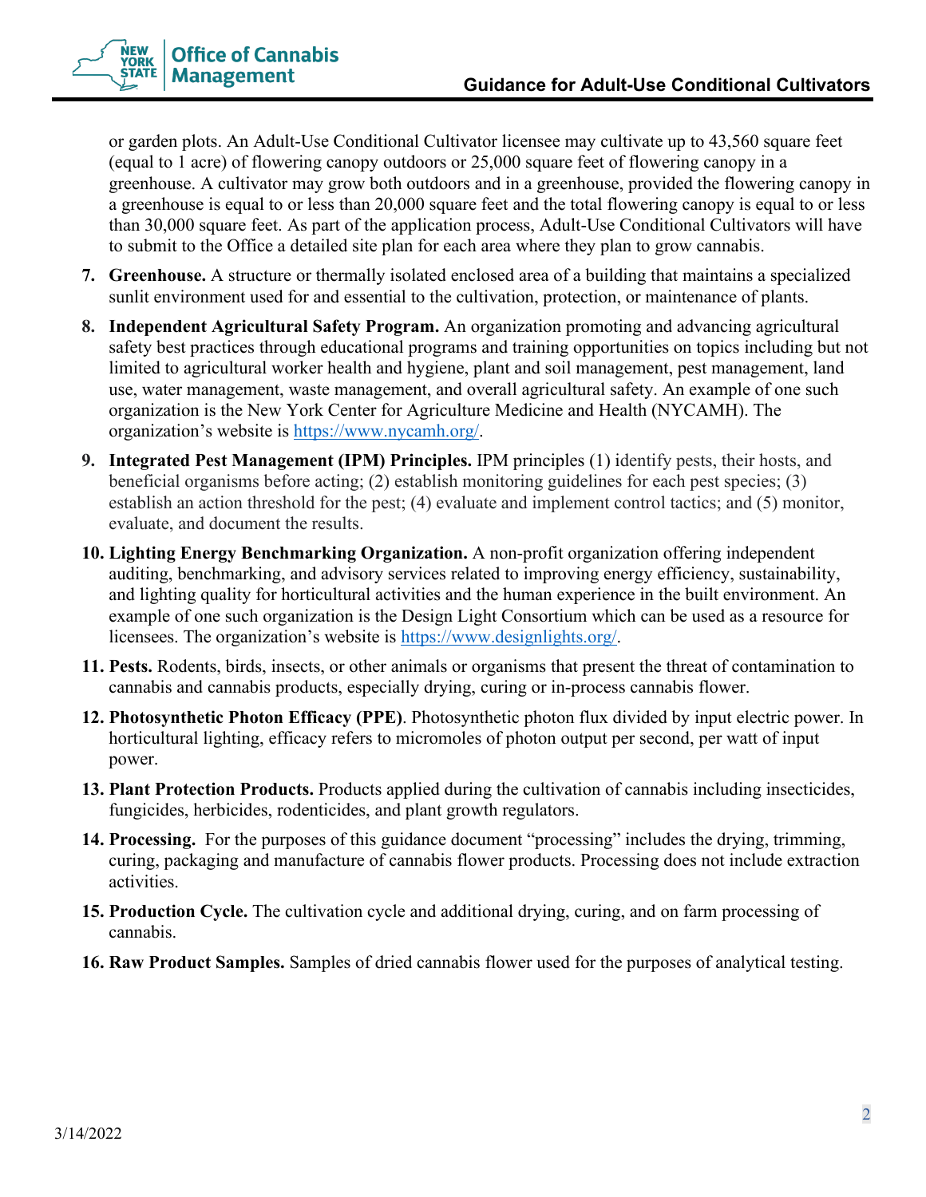or garden plots. An Adult-Use Conditional Cultivator licensee may cultivate up to 43,560 square feet (equal to 1 acre) of flowering canopy outdoors or 25,000 square feet of flowering canopy in a greenhouse. A cultivator may grow both outdoors and in a greenhouse, provided the flowering canopy in a greenhouse is equal to or less than 20,000 square feet and the total flowering canopy is equal to or less than 30,000 square feet. As part of the application process, Adult-Use Conditional Cultivators will have to submit to the Office a detailed site plan for each area where they plan to grow cannabis.

7. **Greenhouse.** A structure or thermally isolated enclosed area of a building that maintains a specialized sunlit environment used for and essential to the cultivation, protection, or maintenance of plants.
8. **Independent Agricultural Safety Program.** An organization promoting and advancing agricultural safety best practices through educational programs and training opportunities on topics including but not limited to agricultural worker health and hygiene, plant and soil management, pest management, land use, water management, waste management, and overall agricultural safety. An example of one such organization is the New York Center for Agriculture Medicine and Health (NYCAMH). The organization's website is https://www.nycamh.org/.
9. **Integrated Pest Management (IPM) Principles.** IPM principles (1) identify pests, their hosts, and beneficial organisms before acting; (2) establish monitoring guidelines for each pest species; (3) establish an action threshold for the pest; (4) evaluate and implement control tactics; and (5) monitor, evaluate, and document the results.
10. **Lighting Energy Benchmarking Organization.** A non-profit organization offering independent auditing, benchmarking, and advisory services related to improving energy efficiency, sustainability, and lighting quality for horticultural activities and the human experience in the built environment. An example of one such organization is the Design Light Consortium which can be used as a resource for licensees. The organization's website is https://www.designlights.org/.
11. **Pests.** Rodents, birds, insects, or other animals or organisms that present the threat of contamination to cannabis and cannabis products, especially drying, curing or in-process cannabis flower.
12. **Photosynthetic Photon Efficacy (PPE)**. Photosynthetic photon flux divided by input electric power. In horticultural lighting, efficacy refers to micromoles of photon output per second, per watt of input power.
13. **Plant Protection Products.** Products applied during the cultivation of cannabis including insecticides, fungicides, herbicides, rodenticides, and plant growth regulators.
14. **Processing.** For the purposes of this guidance document "processing" includes the drying, trimming, curing, packaging and manufacture of cannabis flower products. Processing does not include extraction activities.
15. **Production Cycle.** The cultivation cycle and additional drying, curing, and on farm processing of cannabis.
16. **Raw Product Samples.** Samples of dried cannabis flower used for the purposes of analytical testing.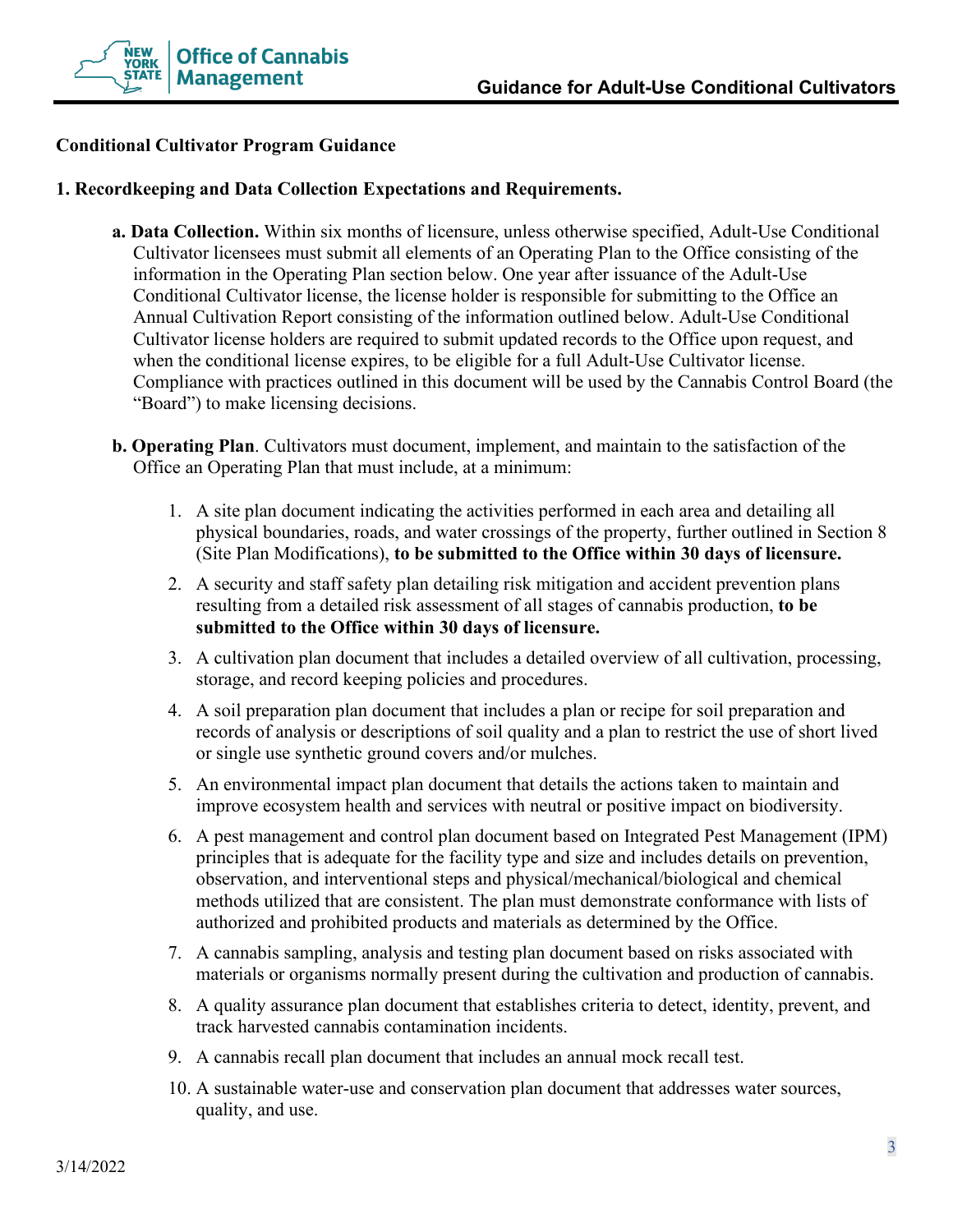**Conditional Cultivator Program Guidance**

**1. Recordkeeping and Data Collection Expectations and Requirements.**

**a. Data Collection.** Within six months of licensure, unless otherwise specified, Adult-Use Conditional Cultivator licensees must submit all elements of an Operating Plan to the Office consisting of the information in the Operating Plan section below. One year after issuance of the Adult-Use Conditional Cultivator license, the license holder is responsible for submitting to the Office an Annual Cultivation Report consisting of the information outlined below. Adult-Use Conditional Cultivator license holders are required to submit updated records to the Office upon request, and when the conditional license expires, to be eligible for a full Adult-Use Cultivator license. Compliance with practices outlined in this document will be used by the Cannabis Control Board (the "Board") to make licensing decisions.

**b. Operating Plan**. Cultivators must document, implement, and maintain to the satisfaction of the Office an Operating Plan that must include, at a minimum:

1. A site plan document indicating the activities performed in each area and detailing all physical boundaries, roads, and water crossings of the property, further outlined in Section 8 (Site Plan Modifications), **to be submitted to the Office within 30 days of licensure.**
2. A security and staff safety plan detailing risk mitigation and accident prevention plans resulting from a detailed risk assessment of all stages of cannabis production, **to be submitted to the Office within 30 days of licensure.**
3. A cultivation plan document that includes a detailed overview of all cultivation, processing, storage, and record keeping policies and procedures.
4. A soil preparation plan document that includes a plan or recipe for soil preparation and records of analysis or descriptions of soil quality and a plan to restrict the use of short lived or single use synthetic ground covers and/or mulches.
5. An environmental impact plan document that details the actions taken to maintain and improve ecosystem health and services with neutral or positive impact on biodiversity.
6. A pest management and control plan document based on Integrated Pest Management (IPM) principles that is adequate for the facility type and size and includes details on prevention, observation, and interventional steps and physical/mechanical/biological and chemical methods utilized that are consistent. The plan must demonstrate conformance with lists of authorized and prohibited products and materials as determined by the Office.
7. A cannabis sampling, analysis and testing plan document based on risks associated with materials or organisms normally present during the cultivation and production of cannabis.
8. A quality assurance plan document that establishes criteria to detect, identity, prevent, and track harvested cannabis contamination incidents.
9. A cannabis recall plan document that includes an annual mock recall test.
10. A sustainable water-use and conservation plan document that addresses water sources, quality, and use.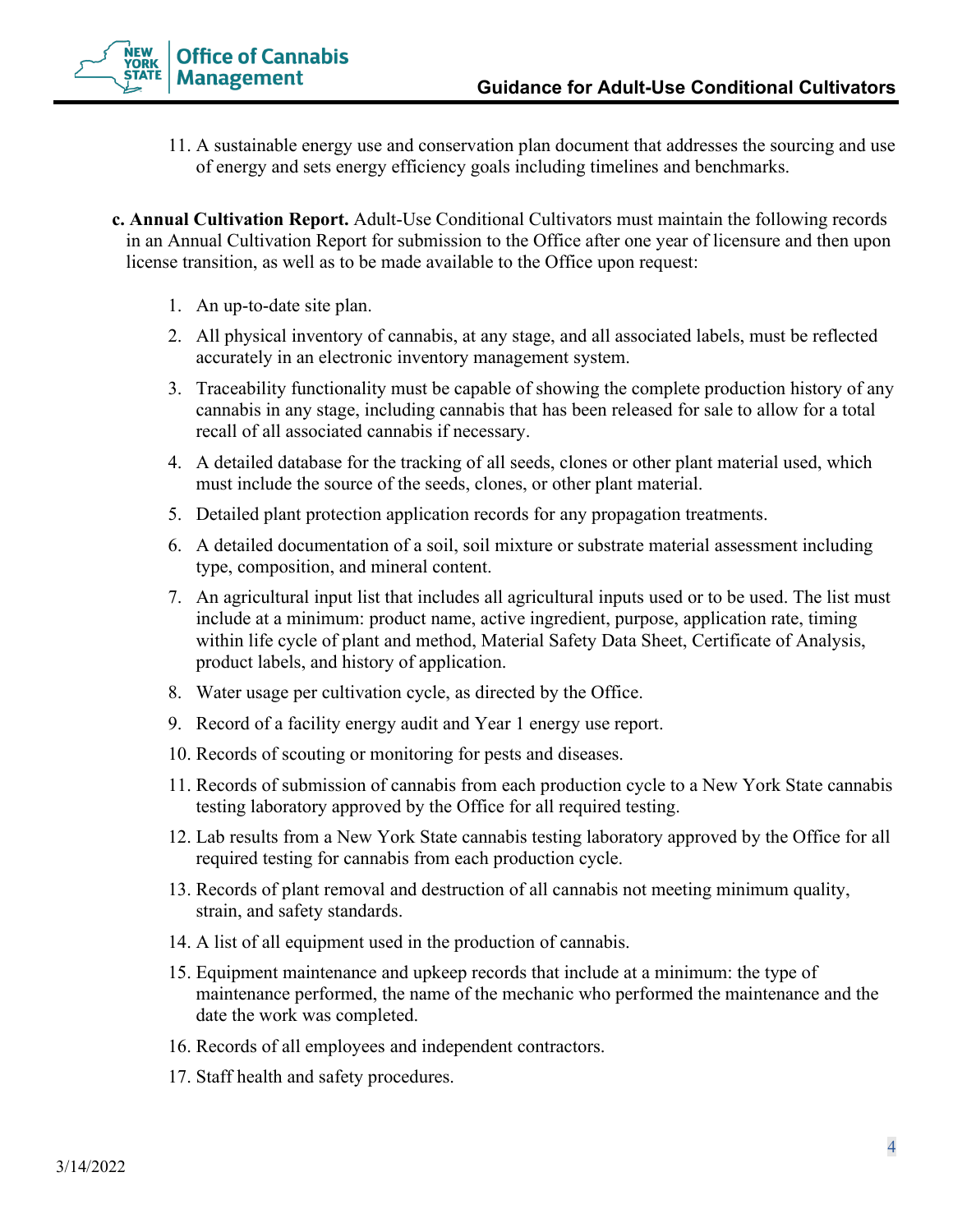11. A sustainable energy use and conservation plan document that addresses the sourcing and use of energy and sets energy efficiency goals including timelines and benchmarks.

**c. Annual Cultivation Report.** Adult-Use Conditional Cultivators must maintain the following records in an Annual Cultivation Report for submission to the Office after one year of licensure and then upon license transition, as well as to be made available to the Office upon request:

1. An up-to-date site plan.
2. All physical inventory of cannabis, at any stage, and all associated labels, must be reflected accurately in an electronic inventory management system.
3. Traceability functionality must be capable of showing the complete production history of any cannabis in any stage, including cannabis that has been released for sale to allow for a total recall of all associated cannabis if necessary.
4. A detailed database for the tracking of all seeds, clones or other plant material used, which must include the source of the seeds, clones, or other plant material.
5. Detailed plant protection application records for any propagation treatments.
6. A detailed documentation of a soil, soil mixture or substrate material assessment including type, composition, and mineral content.
7. An agricultural input list that includes all agricultural inputs used or to be used. The list must include at a minimum: product name, active ingredient, purpose, application rate, timing within life cycle of plant and method, Material Safety Data Sheet, Certificate of Analysis, product labels, and history of application.
8. Water usage per cultivation cycle, as directed by the Office.
9. Record of a facility energy audit and Year 1 energy use report.
10. Records of scouting or monitoring for pests and diseases.
11. Records of submission of cannabis from each production cycle to a New York State cannabis testing laboratory approved by the Office for all required testing.
12. Lab results from a New York State cannabis testing laboratory approved by the Office for all required testing for cannabis from each production cycle.
13. Records of plant removal and destruction of all cannabis not meeting minimum quality, strain, and safety standards.
14. A list of all equipment used in the production of cannabis.
15. Equipment maintenance and upkeep records that include at a minimum: the type of maintenance performed, the name of the mechanic who performed the maintenance and the date the work was completed.
16. Records of all employees and independent contractors.
17. Staff health and safety procedures.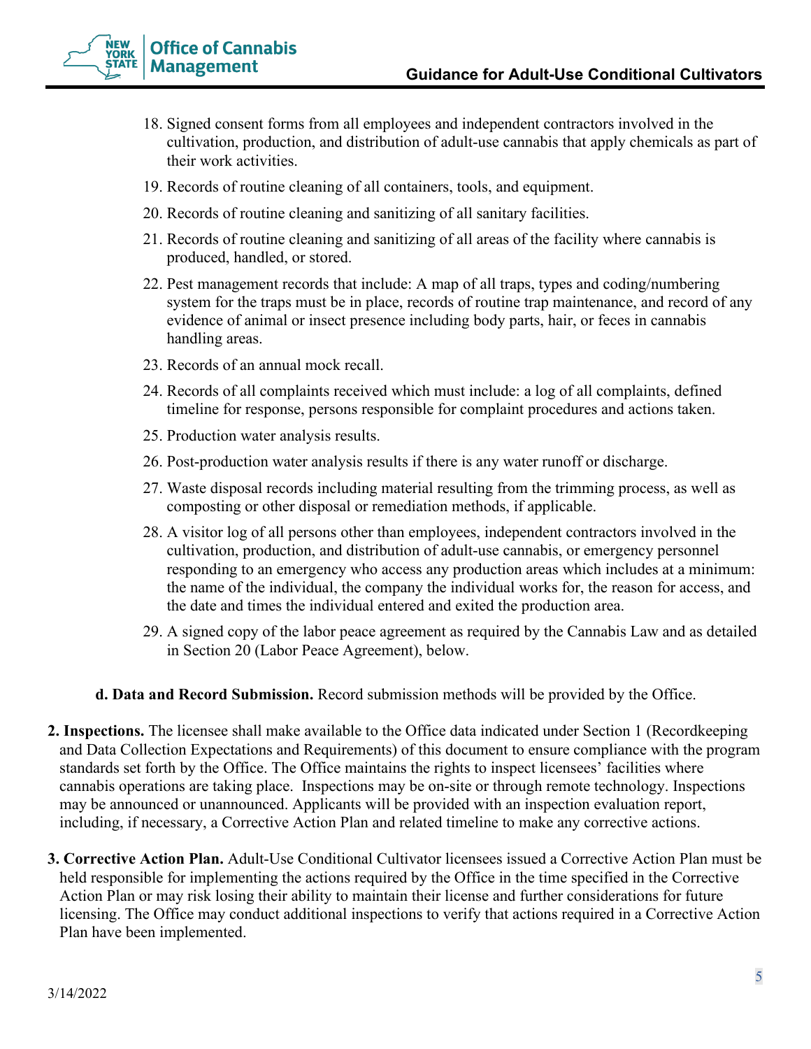18. Signed consent forms from all employees and independent contractors involved in the cultivation, production, and distribution of adult-use cannabis that apply chemicals as part of their work activities.
19. Records of routine cleaning of all containers, tools, and equipment.
20. Records of routine cleaning and sanitizing of all sanitary facilities.
21. Records of routine cleaning and sanitizing of all areas of the facility where cannabis is produced, handled, or stored.
22. Pest management records that include: A map of all traps, types and coding/numbering system for the traps must be in place, records of routine trap maintenance, and record of any evidence of animal or insect presence including body parts, hair, or feces in cannabis handling areas.
23. Records of an annual mock recall.
24. Records of all complaints received which must include: a log of all complaints, defined timeline for response, persons responsible for complaint procedures and actions taken.
25. Production water analysis results.
26. Post-production water analysis results if there is any water runoff or discharge.
27. Waste disposal records including material resulting from the trimming process, as well as composting or other disposal or remediation methods, if applicable.
28. A visitor log of all persons other than employees, independent contractors involved in the cultivation, production, and distribution of adult-use cannabis, or emergency personnel responding to an emergency who access any production areas which includes at a minimum: the name of the individual, the company the individual works for, the reason for access, and the date and times the individual entered and exited the production area.
29. A signed copy of the labor peace agreement as required by the Cannabis Law and as detailed in Section 20 (Labor Peace Agreement), below.

**d. Data and Record Submission.** Record submission methods will be provided by the Office.

**2. Inspections.** The licensee shall make available to the Office data indicated under Section 1 (Recordkeeping and Data Collection Expectations and Requirements) of this document to ensure compliance with the program standards set forth by the Office. The Office maintains the rights to inspect licensees' facilities where cannabis operations are taking place. Inspections may be on-site or through remote technology. Inspections may be announced or unannounced. Applicants will be provided with an inspection evaluation report, including, if necessary, a Corrective Action Plan and related timeline to make any corrective actions.

**3. Corrective Action Plan.** Adult-Use Conditional Cultivator licensees issued a Corrective Action Plan must be held responsible for implementing the actions required by the Office in the time specified in the Corrective Action Plan or may risk losing their ability to maintain their license and further considerations for future licensing. The Office may conduct additional inspections to verify that actions required in a Corrective Action Plan have been implemented.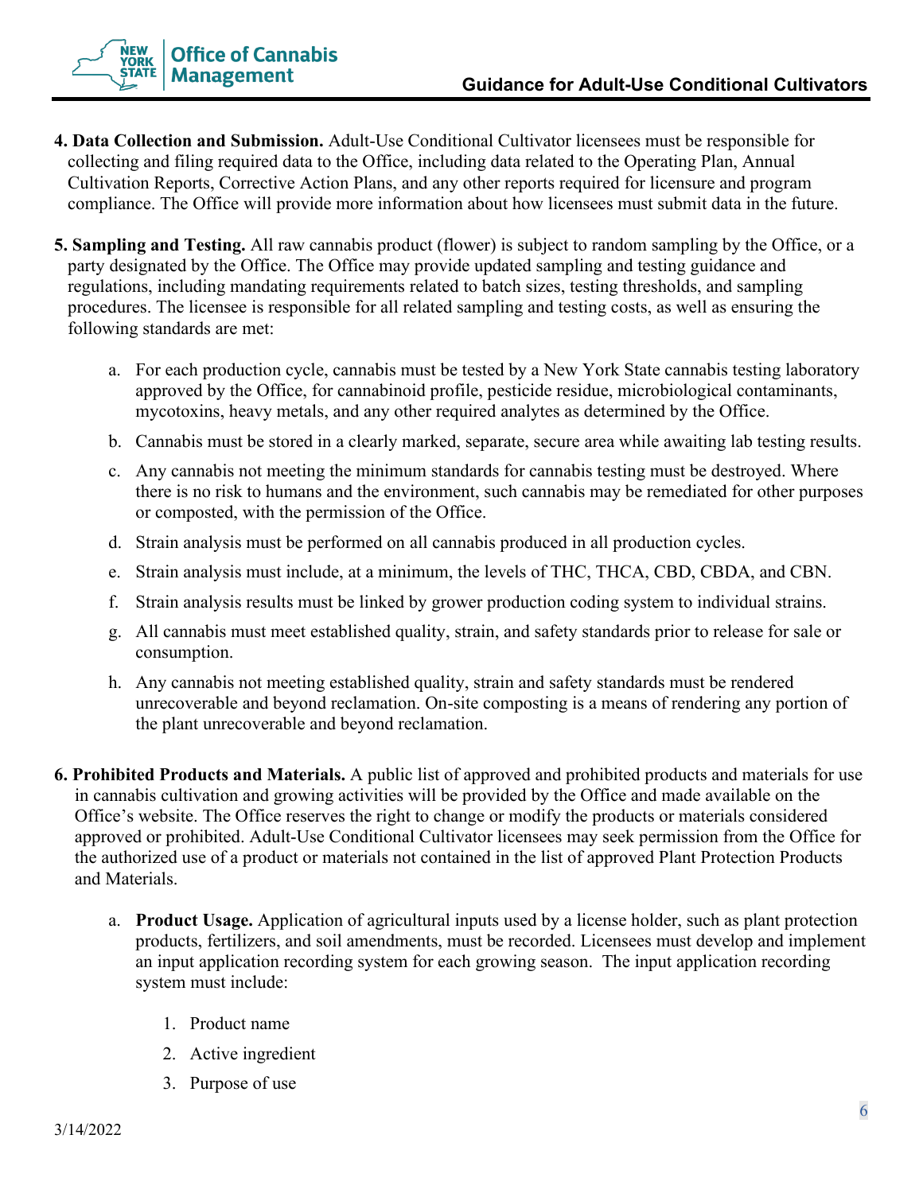**4. Data Collection and Submission.** Adult-Use Conditional Cultivator licensees must be responsible for collecting and filing required data to the Office, including data related to the Operating Plan, Annual Cultivation Reports, Corrective Action Plans, and any other reports required for licensure and program compliance. The Office will provide more information about how licensees must submit data in the future.

**5. Sampling and Testing.** All raw cannabis product (flower) is subject to random sampling by the Office, or a party designated by the Office. The Office may provide updated sampling and testing guidance and regulations, including mandating requirements related to batch sizes, testing thresholds, and sampling procedures. The licensee is responsible for all related sampling and testing costs, as well as ensuring the following standards are met:

a. For each production cycle, cannabis must be tested by a New York State cannabis testing laboratory approved by the Office, for cannabinoid profile, pesticide residue, microbiological contaminants, mycotoxins, heavy metals, and any other required analytes as determined by the Office.

b. Cannabis must be stored in a clearly marked, separate, secure area while awaiting lab testing results.

c. Any cannabis not meeting the minimum standards for cannabis testing must be destroyed. Where there is no risk to humans and the environment, such cannabis may be remediated for other purposes or composted, with the permission of the Office.

d. Strain analysis must be performed on all cannabis produced in all production cycles.

e. Strain analysis must include, at a minimum, the levels of THC, THCA, CBD, CBDA, and CBN.

f. Strain analysis results must be linked by grower production coding system to individual strains.

g. All cannabis must meet established quality, strain, and safety standards prior to release for sale or consumption.

h. Any cannabis not meeting established quality, strain and safety standards must be rendered unrecoverable and beyond reclamation. On-site composting is a means of rendering any portion of the plant unrecoverable and beyond reclamation.

**6. Prohibited Products and Materials.** A public list of approved and prohibited products and materials for use in cannabis cultivation and growing activities will be provided by the Office and made available on the Office's website. The Office reserves the right to change or modify the products or materials considered approved or prohibited. Adult-Use Conditional Cultivator licensees may seek permission from the Office for the authorized use of a product or materials not contained in the list of approved Plant Protection Products and Materials.

a. **Product Usage.** Application of agricultural inputs used by a license holder, such as plant protection products, fertilizers, and soil amendments, must be recorded. Licensees must develop and implement an input application recording system for each growing season. The input application recording system must include:

1. Product name
2. Active ingredient
3. Purpose of use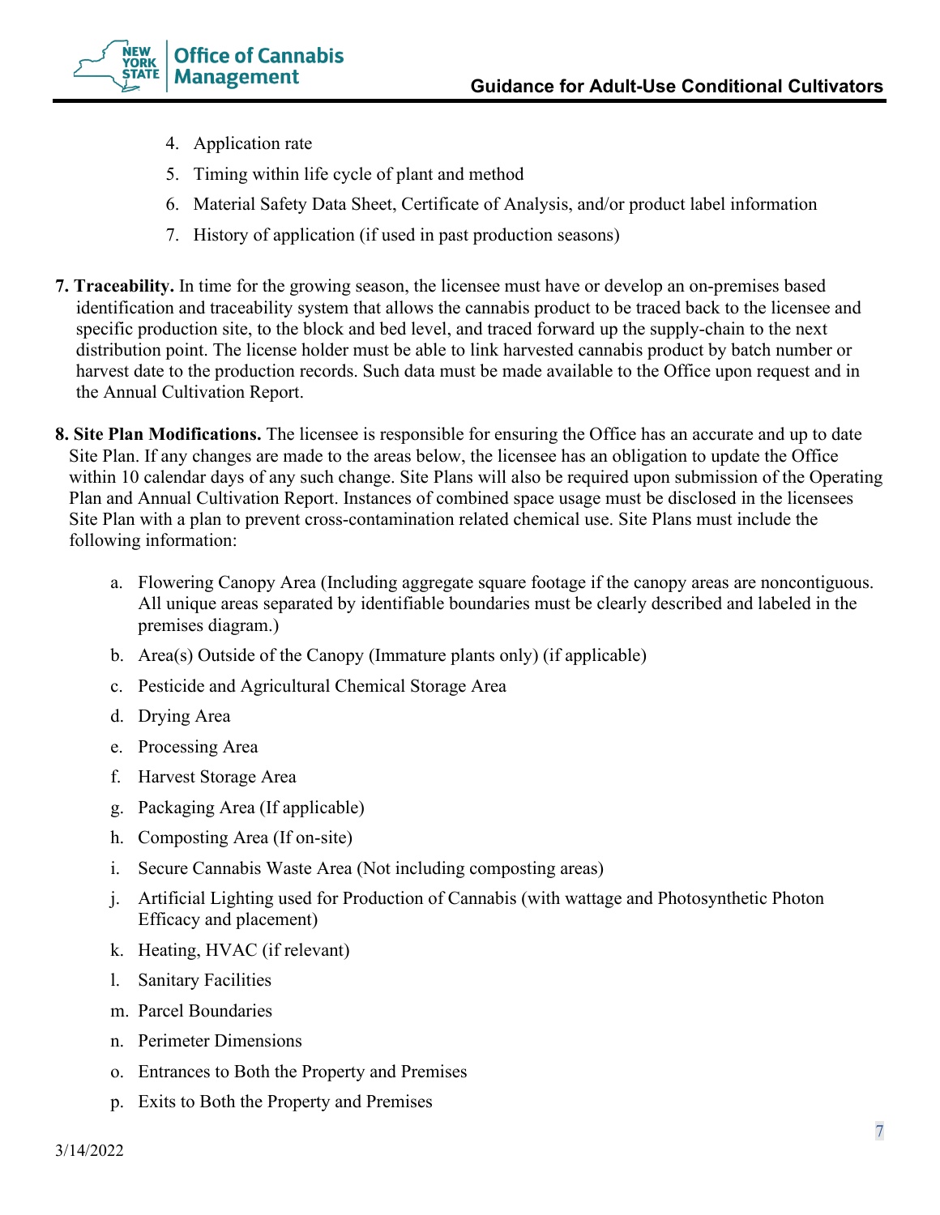4. Application rate
5. Timing within life cycle of plant and method
6. Material Safety Data Sheet, Certificate of Analysis, and/or product label information
7. History of application (if used in past production seasons)

**7. Traceability.** In time for the growing season, the licensee must have or develop an on-premises based identification and traceability system that allows the cannabis product to be traced back to the licensee and specific production site, to the block and bed level, and traced forward up the supply-chain to the next distribution point. The license holder must be able to link harvested cannabis product by batch number or harvest date to the production records. Such data must be made available to the Office upon request and in the Annual Cultivation Report.

**8. Site Plan Modifications.** The licensee is responsible for ensuring the Office has an accurate and up to date Site Plan. If any changes are made to the areas below, the licensee has an obligation to update the Office within 10 calendar days of any such change. Site Plans will also be required upon submission of the Operating Plan and Annual Cultivation Report. Instances of combined space usage must be disclosed in the licensees Site Plan with a plan to prevent cross-contamination related chemical use. Site Plans must include the following information:

a. Flowering Canopy Area (Including aggregate square footage if the canopy areas are noncontiguous. All unique areas separated by identifiable boundaries must be clearly described and labeled in the premises diagram.)
b. Area(s) Outside of the Canopy (Immature plants only) (if applicable)
c. Pesticide and Agricultural Chemical Storage Area
d. Drying Area
e. Processing Area
f. Harvest Storage Area
g. Packaging Area (If applicable)
h. Composting Area (If on-site)
i. Secure Cannabis Waste Area (Not including composting areas)
j. Artificial Lighting used for Production of Cannabis (with wattage and Photosynthetic Photon Efficacy and placement)
k. Heating, HVAC (if relevant)
l. Sanitary Facilities
m. Parcel Boundaries
n. Perimeter Dimensions
o. Entrances to Both the Property and Premises
p. Exits to Both the Property and Premises

3/14/2022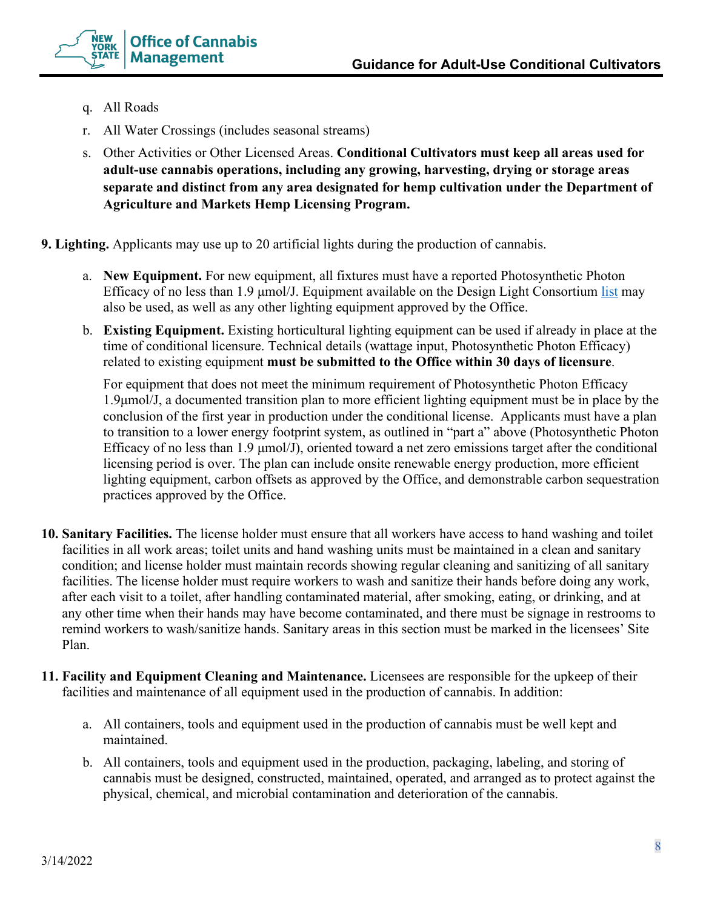q. All Roads

r. All Water Crossings (includes seasonal streams)

s. Other Activities or Other Licensed Areas. **Conditional Cultivators must keep all areas used for adult-use cannabis operations, including any growing, harvesting, drying or storage areas separate and distinct from any area designated for hemp cultivation under the Department of Agriculture and Markets Hemp Licensing Program.**

**9. Lighting.** Applicants may use up to 20 artificial lights during the production of cannabis.

a. **New Equipment.** For new equipment, all fixtures must have a reported Photosynthetic Photon Efficacy of no less than 1.9 μmol/J. Equipment available on the Design Light Consortium list may also be used, as well as any other lighting equipment approved by the Office.

b. **Existing Equipment.** Existing horticultural lighting equipment can be used if already in place at the time of conditional licensure. Technical details (wattage input, Photosynthetic Photon Efficacy) related to existing equipment **must be submitted to the Office within 30 days of licensure**.

For equipment that does not meet the minimum requirement of Photosynthetic Photon Efficacy 1.9μmol/J, a documented transition plan to more efficient lighting equipment must be in place by the conclusion of the first year in production under the conditional license. Applicants must have a plan to transition to a lower energy footprint system, as outlined in "part a" above (Photosynthetic Photon Efficacy of no less than 1.9 μmol/J), oriented toward a net zero emissions target after the conditional licensing period is over. The plan can include onsite renewable energy production, more efficient lighting equipment, carbon offsets as approved by the Office, and demonstrable carbon sequestration practices approved by the Office.

**10. Sanitary Facilities.** The license holder must ensure that all workers have access to hand washing and toilet facilities in all work areas; toilet units and hand washing units must be maintained in a clean and sanitary condition; and license holder must maintain records showing regular cleaning and sanitizing of all sanitary facilities. The license holder must require workers to wash and sanitize their hands before doing any work, after each visit to a toilet, after handling contaminated material, after smoking, eating, or drinking, and at any other time when their hands may have become contaminated, and there must be signage in restrooms to remind workers to wash/sanitize hands. Sanitary areas in this section must be marked in the licensees' Site Plan.

**11. Facility and Equipment Cleaning and Maintenance.** Licensees are responsible for the upkeep of their facilities and maintenance of all equipment used in the production of cannabis. In addition:

a. All containers, tools and equipment used in the production of cannabis must be well kept and maintained.

b. All containers, tools and equipment used in the production, packaging, labeling, and storing of cannabis must be designed, constructed, maintained, operated, and arranged as to protect against the physical, chemical, and microbial contamination and deterioration of the cannabis.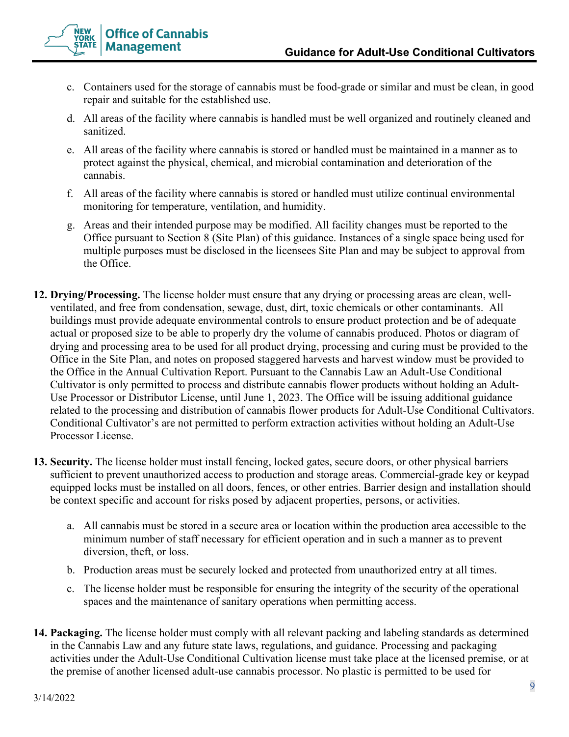c. Containers used for the storage of cannabis must be food-grade or similar and must be clean, in good repair and suitable for the established use.

d. All areas of the facility where cannabis is handled must be well organized and routinely cleaned and sanitized.

e. All areas of the facility where cannabis is stored or handled must be maintained in a manner as to protect against the physical, chemical, and microbial contamination and deterioration of the cannabis.

f. All areas of the facility where cannabis is stored or handled must utilize continual environmental monitoring for temperature, ventilation, and humidity.

g. Areas and their intended purpose may be modified. All facility changes must be reported to the Office pursuant to Section 8 (Site Plan) of this guidance. Instances of a single space being used for multiple purposes must be disclosed in the licensees Site Plan and may be subject to approval from the Office.

**12. Drying/Processing.** The license holder must ensure that any drying or processing areas are clean, well-ventilated, and free from condensation, sewage, dust, dirt, toxic chemicals or other contaminants. All buildings must provide adequate environmental controls to ensure product protection and be of adequate actual or proposed size to be able to properly dry the volume of cannabis produced. Photos or diagram of drying and processing area to be used for all product drying, processing and curing must be provided to the Office in the Site Plan, and notes on proposed staggered harvests and harvest window must be provided to the Office in the Annual Cultivation Report. Pursuant to the Cannabis Law an Adult-Use Conditional Cultivator is only permitted to process and distribute cannabis flower products without holding an Adult-Use Processor or Distributor License, until June 1, 2023. The Office will be issuing additional guidance related to the processing and distribution of cannabis flower products for Adult-Use Conditional Cultivators. Conditional Cultivator's are not permitted to perform extraction activities without holding an Adult-Use Processor License.

**13. Security.** The license holder must install fencing, locked gates, secure doors, or other physical barriers sufficient to prevent unauthorized access to production and storage areas. Commercial-grade key or keypad equipped locks must be installed on all doors, fences, or other entries. Barrier design and installation should be context specific and account for risks posed by adjacent properties, persons, or activities.

a. All cannabis must be stored in a secure area or location within the production area accessible to the minimum number of staff necessary for efficient operation and in such a manner as to prevent diversion, theft, or loss.

b. Production areas must be securely locked and protected from unauthorized entry at all times.

c. The license holder must be responsible for ensuring the integrity of the security of the operational spaces and the maintenance of sanitary operations when permitting access.

**14. Packaging.** The license holder must comply with all relevant packing and labeling standards as determined in the Cannabis Law and any future state laws, regulations, and guidance. Processing and packaging activities under the Adult-Use Conditional Cultivation license must take place at the licensed premise, or at the premise of another licensed adult-use cannabis processor. No plastic is permitted to be used for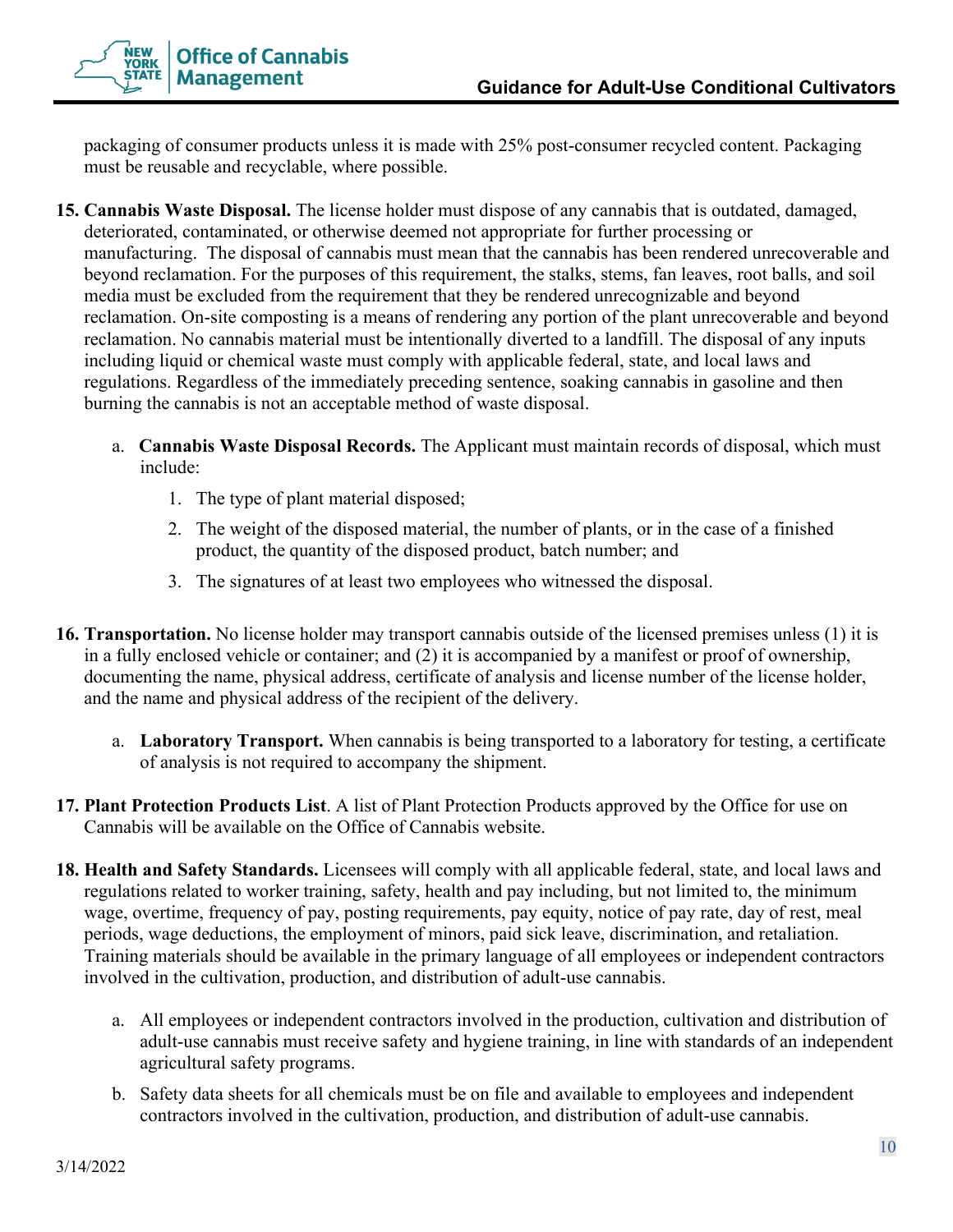packaging of consumer products unless it is made with 25% post-consumer recycled content. Packaging must be reusable and recyclable, where possible.

15. **Cannabis Waste Disposal.** The license holder must dispose of any cannabis that is outdated, damaged, deteriorated, contaminated, or otherwise deemed not appropriate for further processing or manufacturing. The disposal of cannabis must mean that the cannabis has been rendered unrecoverable and beyond reclamation. For the purposes of this requirement, the stalks, stems, fan leaves, root balls, and soil media must be excluded from the requirement that they be rendered unrecognizable and beyond reclamation. On-site composting is a means of rendering any portion of the plant unrecoverable and beyond reclamation. No cannabis material must be intentionally diverted to a landfill. The disposal of any inputs including liquid or chemical waste must comply with applicable federal, state, and local laws and regulations. Regardless of the immediately preceding sentence, soaking cannabis in gasoline and then burning the cannabis is not an acceptable method of waste disposal.

    a. **Cannabis Waste Disposal Records.** The Applicant must maintain records of disposal, which must include:

        1. The type of plant material disposed;
        2. The weight of the disposed material, the number of plants, or in the case of a finished product, the quantity of the disposed product, batch number; and
        3. The signatures of at least two employees who witnessed the disposal.

16. **Transportation.** No license holder may transport cannabis outside of the licensed premises unless (1) it is in a fully enclosed vehicle or container; and (2) it is accompanied by a manifest or proof of ownership, documenting the name, physical address, certificate of analysis and license number of the license holder, and the name and physical address of the recipient of the delivery.

    a. **Laboratory Transport.** When cannabis is being transported to a laboratory for testing, a certificate of analysis is not required to accompany the shipment.

17. **Plant Protection Products List**. A list of Plant Protection Products approved by the Office for use on Cannabis will be available on the Office of Cannabis website.

18. **Health and Safety Standards.** Licensees will comply with all applicable federal, state, and local laws and regulations related to worker training, safety, health and pay including, but not limited to, the minimum wage, overtime, frequency of pay, posting requirements, pay equity, notice of pay rate, day of rest, meal periods, wage deductions, the employment of minors, paid sick leave, discrimination, and retaliation. Training materials should be available in the primary language of all employees or independent contractors involved in the cultivation, production, and distribution of adult-use cannabis.

    a. All employees or independent contractors involved in the production, cultivation and distribution of adult-use cannabis must receive safety and hygiene training, in line with standards of an independent agricultural safety programs.

    b. Safety data sheets for all chemicals must be on file and available to employees and independent contractors involved in the cultivation, production, and distribution of adult-use cannabis.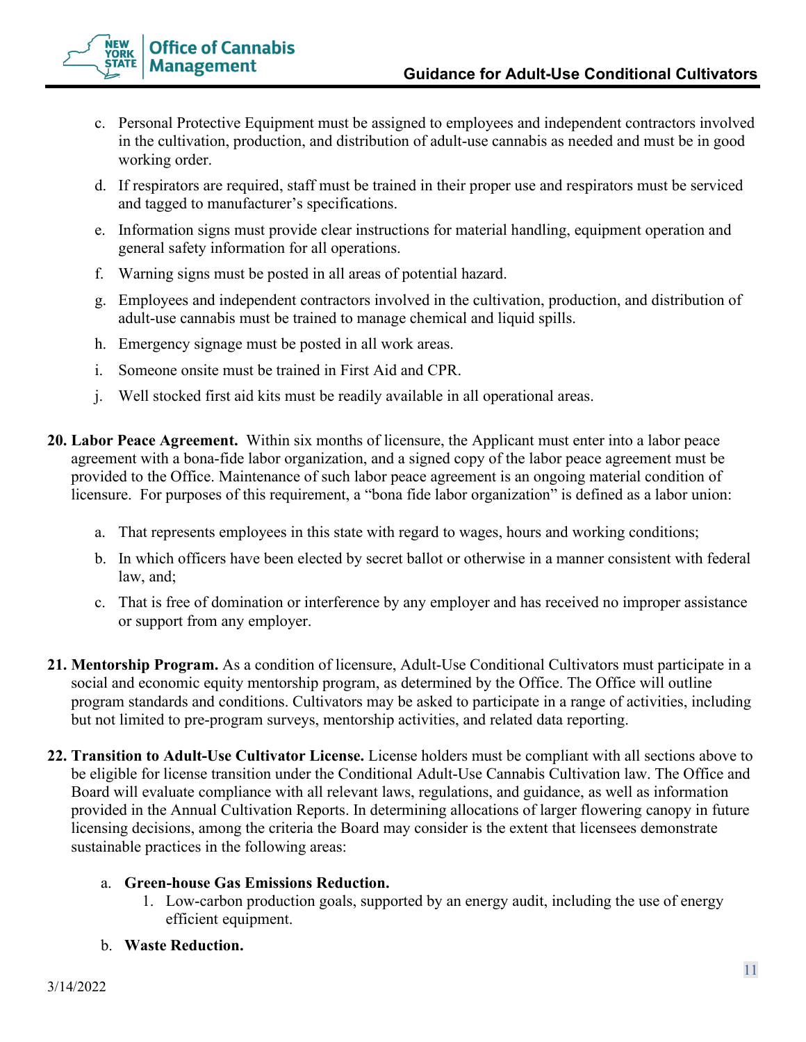c. Personal Protective Equipment must be assigned to employees and independent contractors involved in the cultivation, production, and distribution of adult-use cannabis as needed and must be in good working order.

d. If respirators are required, staff must be trained in their proper use and respirators must be serviced and tagged to manufacturer's specifications.

e. Information signs must provide clear instructions for material handling, equipment operation and general safety information for all operations.

f. Warning signs must be posted in all areas of potential hazard.

g. Employees and independent contractors involved in the cultivation, production, and distribution of adult-use cannabis must be trained to manage chemical and liquid spills.

h. Emergency signage must be posted in all work areas.

i. Someone onsite must be trained in First Aid and CPR.

j. Well stocked first aid kits must be readily available in all operational areas.

**20. Labor Peace Agreement.** Within six months of licensure, the Applicant must enter into a labor peace agreement with a bona-fide labor organization, and a signed copy of the labor peace agreement must be provided to the Office. Maintenance of such labor peace agreement is an ongoing material condition of licensure. For purposes of this requirement, a "bona fide labor organization" is defined as a labor union:

a. That represents employees in this state with regard to wages, hours and working conditions;

b. In which officers have been elected by secret ballot or otherwise in a manner consistent with federal law, and;

c. That is free of domination or interference by any employer and has received no improper assistance or support from any employer.

**21. Mentorship Program.** As a condition of licensure, Adult-Use Conditional Cultivators must participate in a social and economic equity mentorship program, as determined by the Office. The Office will outline program standards and conditions. Cultivators may be asked to participate in a range of activities, including but not limited to pre-program surveys, mentorship activities, and related data reporting.

**22. Transition to Adult-Use Cultivator License.** License holders must be compliant with all sections above to be eligible for license transition under the Conditional Adult-Use Cannabis Cultivation law. The Office and Board will evaluate compliance with all relevant laws, regulations, and guidance, as well as information provided in the Annual Cultivation Reports. In determining allocations of larger flowering canopy in future licensing decisions, among the criteria the Board may consider is the extent that licensees demonstrate sustainable practices in the following areas:

a. **Green-house Gas Emissions Reduction.**
   1. Low-carbon production goals, supported by an energy audit, including the use of energy efficient equipment.

b. **Waste Reduction.**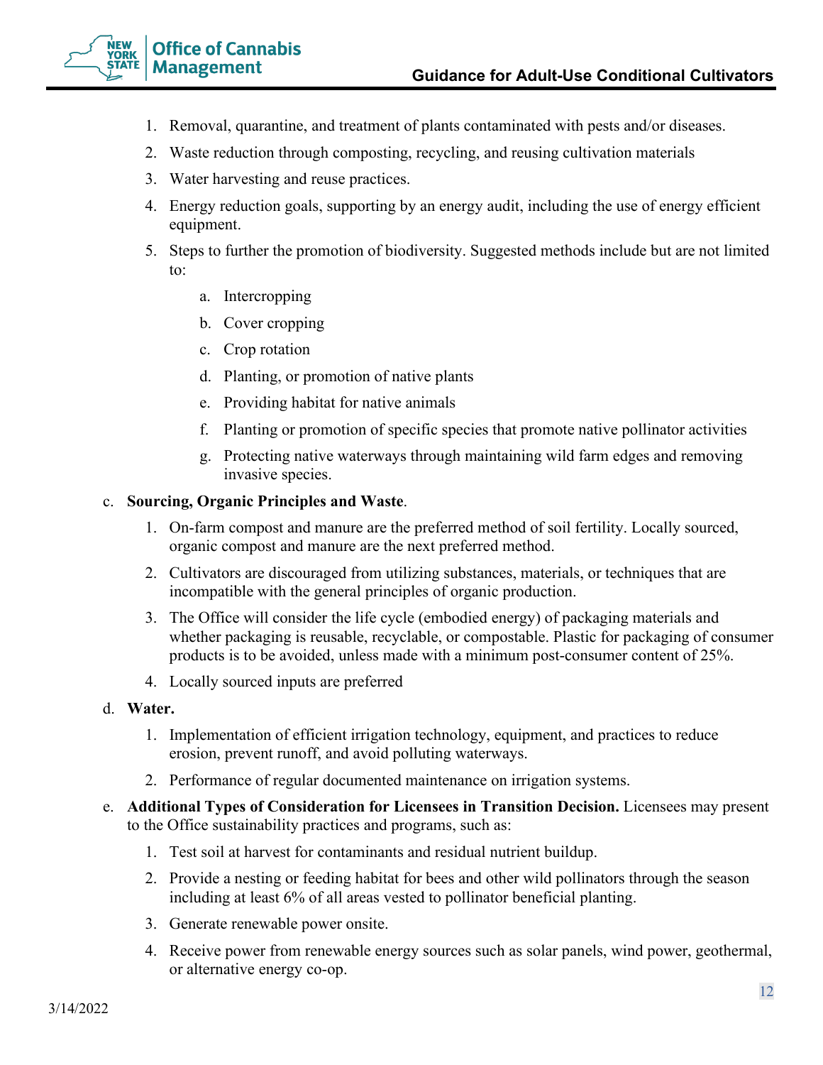1. Removal, quarantine, and treatment of plants contaminated with pests and/or diseases.
2. Waste reduction through composting, recycling, and reusing cultivation materials
3. Water harvesting and reuse practices.
4. Energy reduction goals, supporting by an energy audit, including the use of energy efficient equipment.
5. Steps to further the promotion of biodiversity. Suggested methods include but are not limited to:
   a. Intercropping
   b. Cover cropping
   c. Crop rotation
   d. Planting, or promotion of native plants
   e. Providing habitat for native animals
   f. Planting or promotion of specific species that promote native pollinator activities
   g. Protecting native waterways through maintaining wild farm edges and removing invasive species.

c. **Sourcing, Organic Principles and Waste**.

1. On-farm compost and manure are the preferred method of soil fertility. Locally sourced, organic compost and manure are the next preferred method.
2. Cultivators are discouraged from utilizing substances, materials, or techniques that are incompatible with the general principles of organic production.
3. The Office will consider the life cycle (embodied energy) of packaging materials and whether packaging is reusable, recyclable, or compostable. Plastic for packaging of consumer products is to be avoided, unless made with a minimum post-consumer content of 25%.
4. Locally sourced inputs are preferred

d. **Water.**

1. Implementation of efficient irrigation technology, equipment, and practices to reduce erosion, prevent runoff, and avoid polluting waterways.
2. Performance of regular documented maintenance on irrigation systems.

e. **Additional Types of Consideration for Licensees in Transition Decision.** Licensees may present to the Office sustainability practices and programs, such as:

1. Test soil at harvest for contaminants and residual nutrient buildup.
2. Provide a nesting or feeding habitat for bees and other wild pollinators through the season including at least 6% of all areas vested to pollinator beneficial planting.
3. Generate renewable power onsite.
4. Receive power from renewable energy sources such as solar panels, wind power, geothermal, or alternative energy co-op.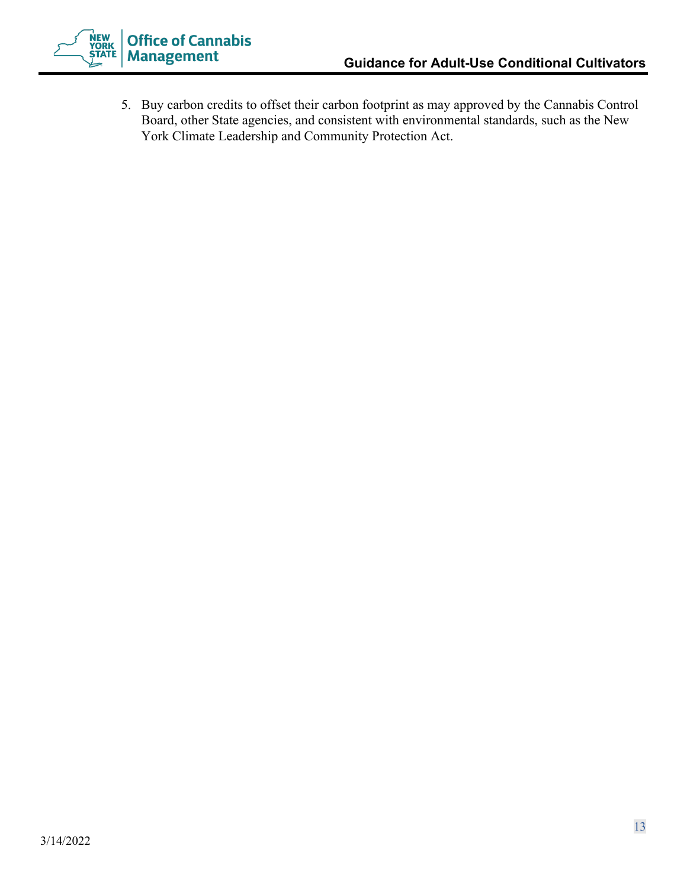5. Buy carbon credits to offset their carbon footprint as may approved by the Cannabis Control Board, other State agencies, and consistent with environmental standards, such as the New York Climate Leadership and Community Protection Act.